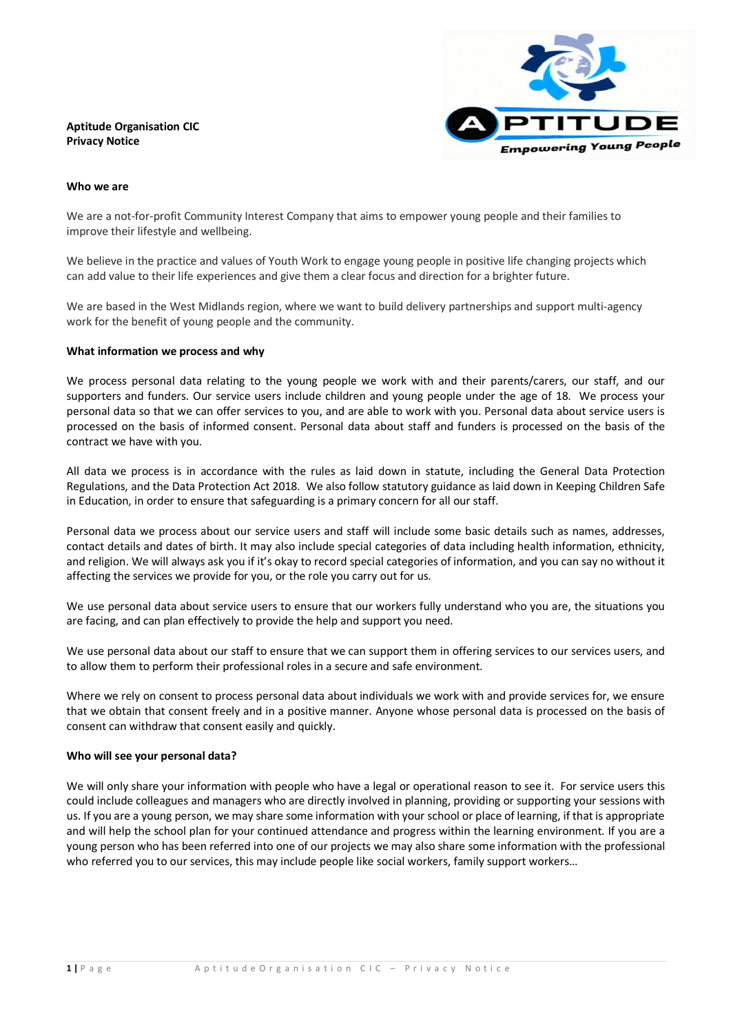**Aptitude Organisation CIC**
**Privacy Notice**

## Who we are

We are a not-for-profit Community Interest Company that aims to empower young people and their families to improve their lifestyle and wellbeing.

We believe in the practice and values of Youth Work to engage young people in positive life changing projects which can add value to their life experiences and give them a clear focus and direction for a brighter future.

We are based in the West Midlands region, where we want to build delivery partnerships and support multi-agency work for the benefit of young people and the community.

## What information we process and why

We process personal data relating to the young people we work with and their parents/carers, our staff, and our supporters and funders. Our service users include children and young people under the age of 18. We process your personal data so that we can offer services to you, and are able to work with you. Personal data about service users is processed on the basis of informed consent. Personal data about staff and funders is processed on the basis of the contract we have with you.

All data we process is in accordance with the rules as laid down in statute, including the General Data Protection Regulations, and the Data Protection Act 2018. We also follow statutory guidance as laid down in Keeping Children Safe in Education, in order to ensure that safeguarding is a primary concern for all our staff.

Personal data we process about our service users and staff will include some basic details such as names, addresses, contact details and dates of birth. It may also include special categories of data including health information, ethnicity, and religion. We will always ask you if it's okay to record special categories of information, and you can say no without it affecting the services we provide for you, or the role you carry out for us.

We use personal data about service users to ensure that our workers fully understand who you are, the situations you are facing, and can plan effectively to provide the help and support you need.

We use personal data about our staff to ensure that we can support them in offering services to our services users, and to allow them to perform their professional roles in a secure and safe environment.

Where we rely on consent to process personal data about individuals we work with and provide services for, we ensure that we obtain that consent freely and in a positive manner. Anyone whose personal data is processed on the basis of consent can withdraw that consent easily and quickly.

## Who will see your personal data?

We will only share your information with people who have a legal or operational reason to see it. For service users this could include colleagues and managers who are directly involved in planning, providing or supporting your sessions with us. If you are a young person, we may share some information with your school or place of learning, if that is appropriate and will help the school plan for your continued attendance and progress within the learning environment. If you are a young person who has been referred into one of our projects we may also share some information with the professional who referred you to our services, this may include people like social workers, family support workers…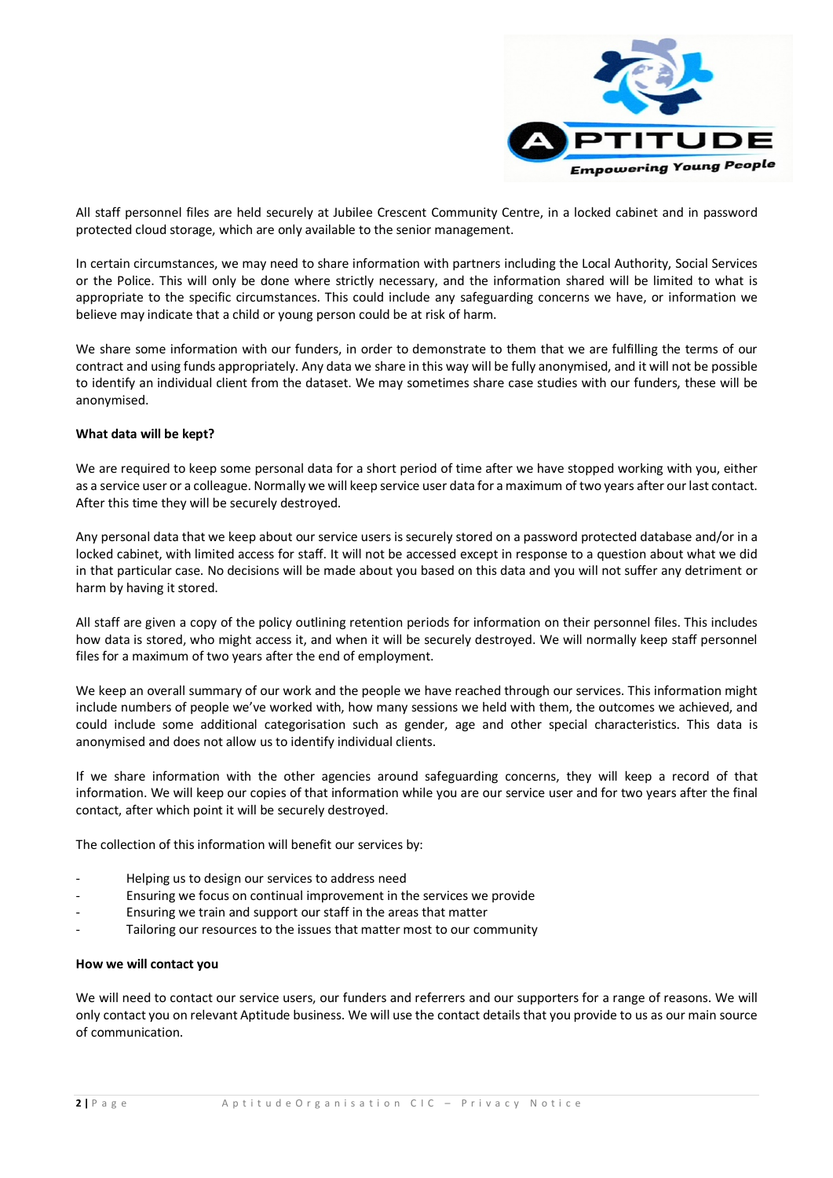All staff personnel files are held securely at Jubilee Crescent Community Centre, in a locked cabinet and in password protected cloud storage, which are only available to the senior management.

In certain circumstances, we may need to share information with partners including the Local Authority, Social Services or the Police. This will only be done where strictly necessary, and the information shared will be limited to what is appropriate to the specific circumstances. This could include any safeguarding concerns we have, or information we believe may indicate that a child or young person could be at risk of harm.

We share some information with our funders, in order to demonstrate to them that we are fulfilling the terms of our contract and using funds appropriately. Any data we share in this way will be fully anonymised, and it will not be possible to identify an individual client from the dataset. We may sometimes share case studies with our funders, these will be anonymised.

**What data will be kept?**

We are required to keep some personal data for a short period of time after we have stopped working with you, either as a service user or a colleague. Normally we will keep service user data for a maximum of two years after our last contact. After this time they will be securely destroyed.

Any personal data that we keep about our service users is securely stored on a password protected database and/or in a locked cabinet, with limited access for staff. It will not be accessed except in response to a question about what we did in that particular case. No decisions will be made about you based on this data and you will not suffer any detriment or harm by having it stored.

All staff are given a copy of the policy outlining retention periods for information on their personnel files. This includes how data is stored, who might access it, and when it will be securely destroyed. We will normally keep staff personnel files for a maximum of two years after the end of employment.

We keep an overall summary of our work and the people we have reached through our services. This information might include numbers of people we've worked with, how many sessions we held with them, the outcomes we achieved, and could include some additional categorisation such as gender, age and other special characteristics. This data is anonymised and does not allow us to identify individual clients.

If we share information with the other agencies around safeguarding concerns, they will keep a record of that information. We will keep our copies of that information while you are our service user and for two years after the final contact, after which point it will be securely destroyed.

The collection of this information will benefit our services by:

- Helping us to design our services to address need
- Ensuring we focus on continual improvement in the services we provide
- Ensuring we train and support our staff in the areas that matter
- Tailoring our resources to the issues that matter most to our community

**How we will contact you**

We will need to contact our service users, our funders and referrers and our supporters for a range of reasons. We will only contact you on relevant Aptitude business. We will use the contact details that you provide to us as our main source of communication.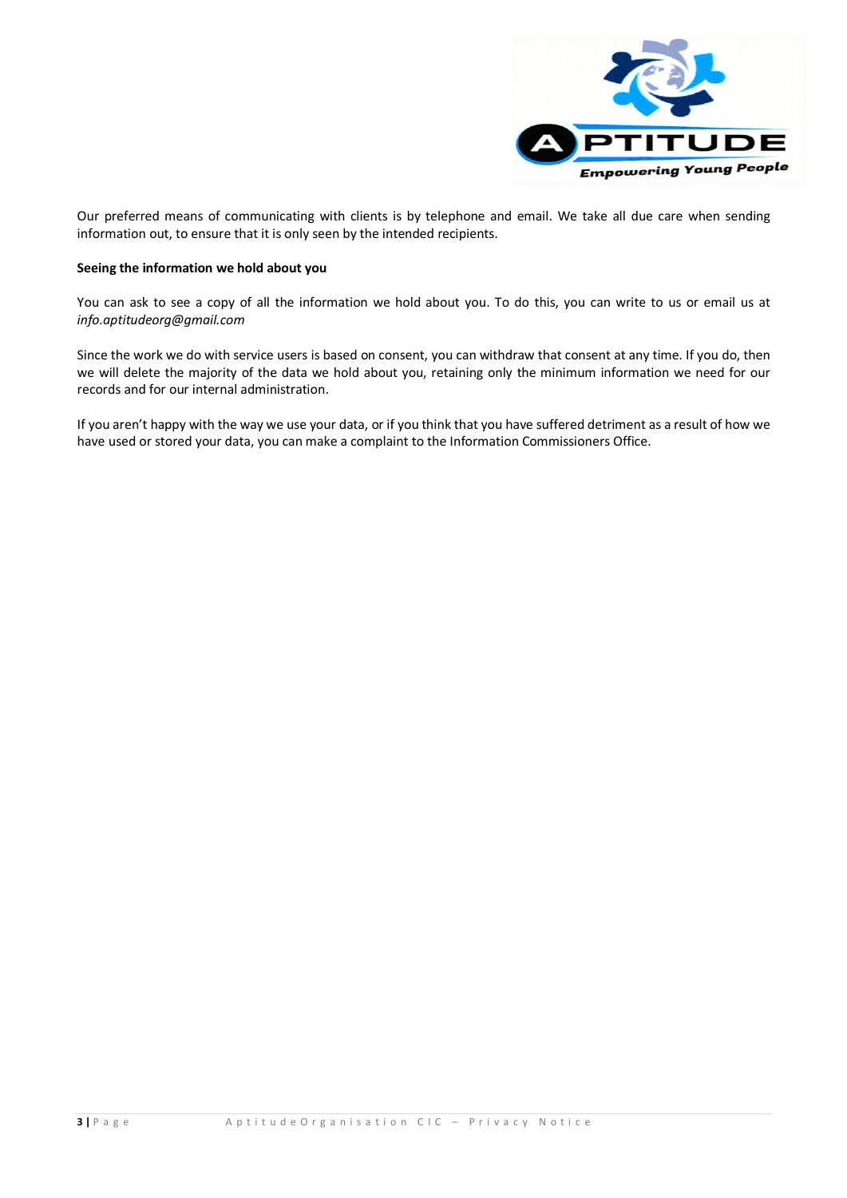Our preferred means of communicating with clients is by telephone and email. We take all due care when sending information out, to ensure that it is only seen by the intended recipients.

**Seeing the information we hold about you**

You can ask to see a copy of all the information we hold about you. To do this, you can write to us or email us at *info.aptitudeorg@gmail.com*

Since the work we do with service users is based on consent, you can withdraw that consent at any time. If you do, then we will delete the majority of the data we hold about you, retaining only the minimum information we need for our records and for our internal administration.

If you aren't happy with the way we use your data, or if you think that you have suffered detriment as a result of how we have used or stored your data, you can make a complaint to the Information Commissioners Office.